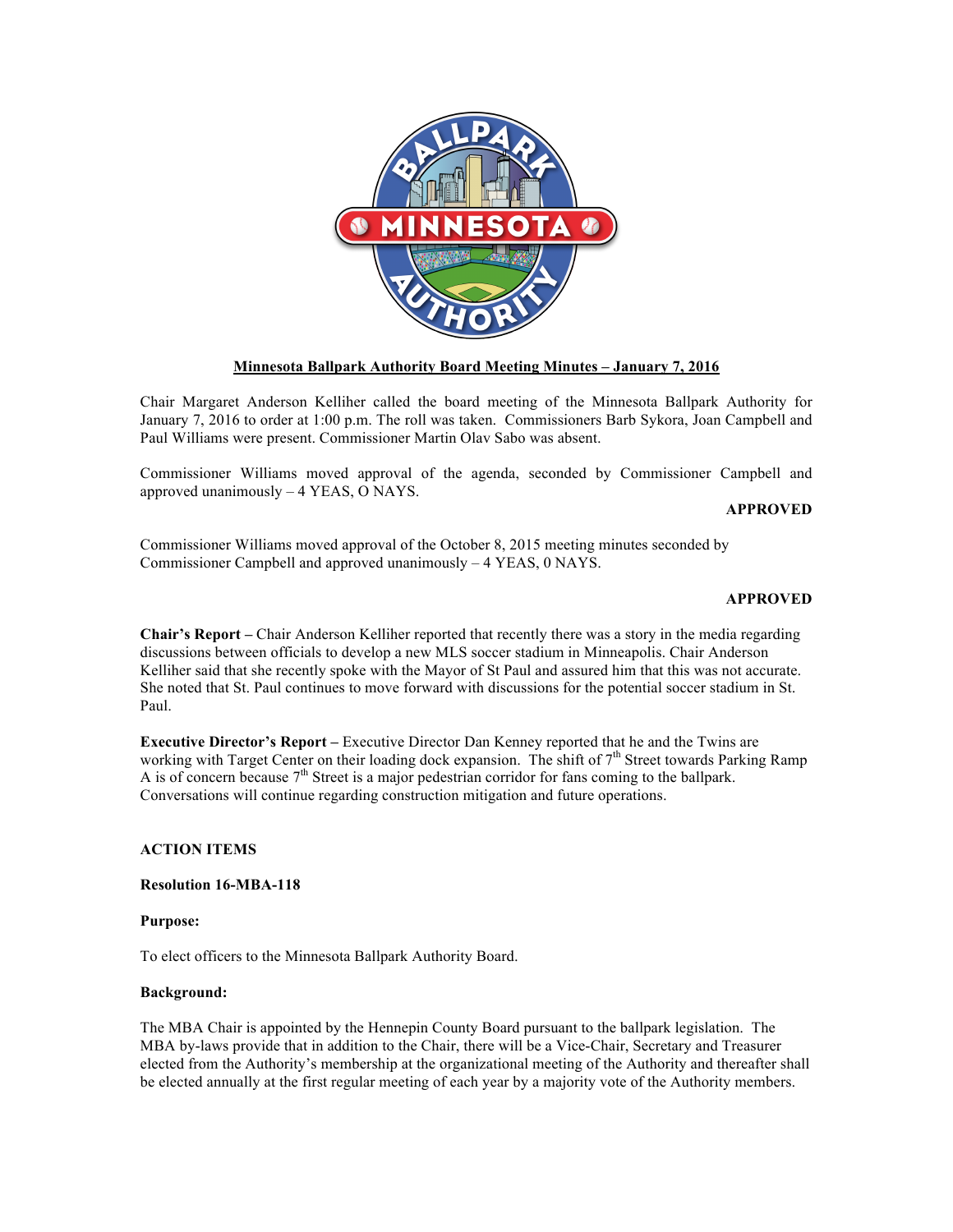## Minnesota Ballpark Authority Board Meeting Minutes – January 7, 2016

Chair Margaret Anderson Kelliher called the board meeting of the Minnesota Ballpark Authority for January 7, 2016 to order at 1:00 p.m. The roll was taken. Commissioners Barb Sykora, Joan Campbell and Paul Williams were present. Commissioner Martin Olav Sabo was absent.

Commissioner Williams moved approval of the agenda, seconded by Commissioner Campbell and approved unanimously – 4 YEAS, O NAYS.

**APPROVED**

Commissioner Williams moved approval of the October 8, 2015 meeting minutes seconded by Commissioner Campbell and approved unanimously – 4 YEAS, 0 NAYS.

**APPROVED**

**Chair's Report –** Chair Anderson Kelliher reported that recently there was a story in the media regarding discussions between officials to develop a new MLS soccer stadium in Minneapolis. Chair Anderson Kelliher said that she recently spoke with the Mayor of St Paul and assured him that this was not accurate. She noted that St. Paul continues to move forward with discussions for the potential soccer stadium in St. Paul.

**Executive Director's Report –** Executive Director Dan Kenney reported that he and the Twins are working with Target Center on their loading dock expansion. The shift of 7th Street towards Parking Ramp A is of concern because 7th Street is a major pedestrian corridor for fans coming to the ballpark. Conversations will continue regarding construction mitigation and future operations.

**ACTION ITEMS**

**Resolution 16-MBA-118**

**Purpose:**

To elect officers to the Minnesota Ballpark Authority Board.

**Background:**

The MBA Chair is appointed by the Hennepin County Board pursuant to the ballpark legislation. The MBA by-laws provide that in addition to the Chair, there will be a Vice-Chair, Secretary and Treasurer elected from the Authority's membership at the organizational meeting of the Authority and thereafter shall be elected annually at the first regular meeting of each year by a majority vote of the Authority members.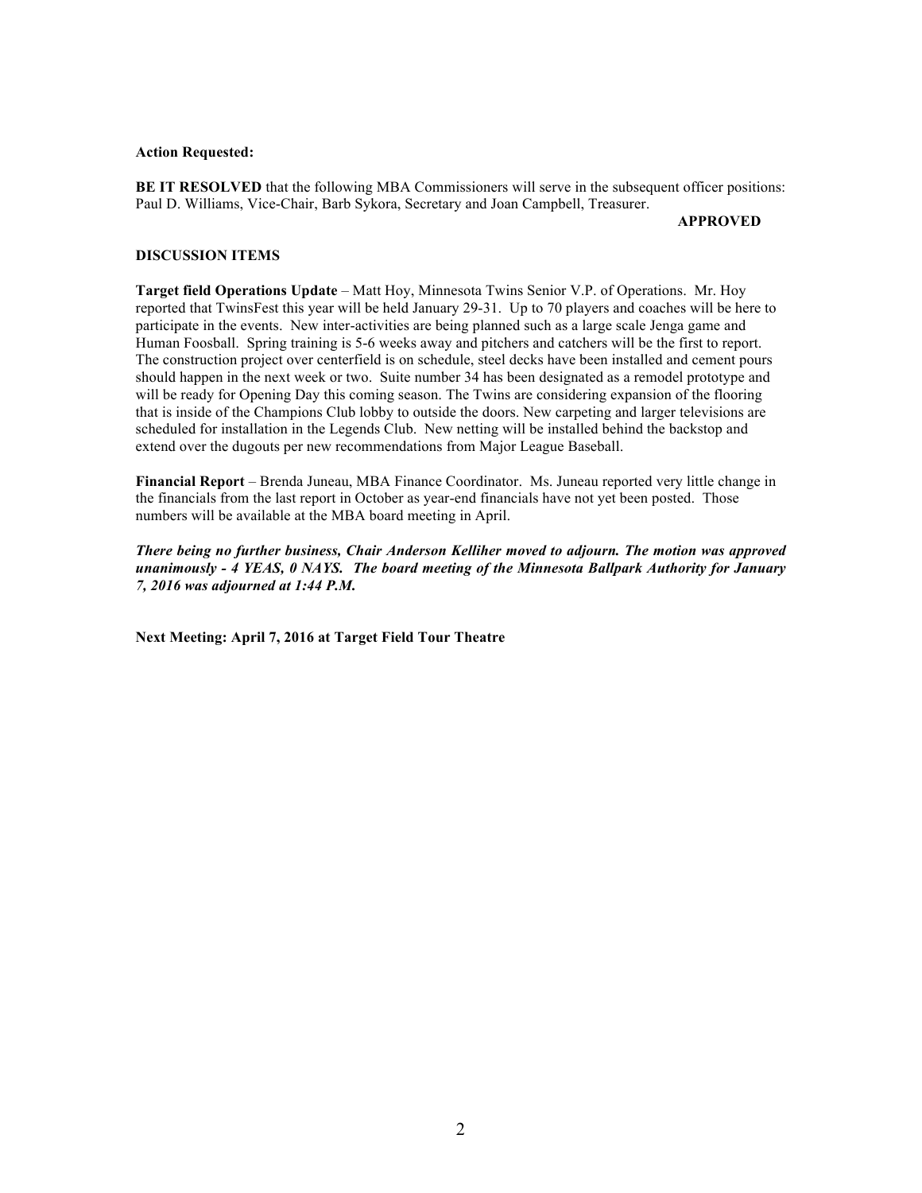**Action Requested:**

**BE IT RESOLVED** that the following MBA Commissioners will serve in the subsequent officer positions: Paul D. Williams, Vice-Chair, Barb Sykora, Secretary and Joan Campbell, Treasurer.

**APPROVED**

**DISCUSSION ITEMS**

**Target field Operations Update** – Matt Hoy, Minnesota Twins Senior V.P. of Operations. Mr. Hoy reported that TwinsFest this year will be held January 29-31. Up to 70 players and coaches will be here to participate in the events. New inter-activities are being planned such as a large scale Jenga game and Human Foosball. Spring training is 5-6 weeks away and pitchers and catchers will be the first to report. The construction project over centerfield is on schedule, steel decks have been installed and cement pours should happen in the next week or two. Suite number 34 has been designated as a remodel prototype and will be ready for Opening Day this coming season. The Twins are considering expansion of the flooring that is inside of the Champions Club lobby to outside the doors. New carpeting and larger televisions are scheduled for installation in the Legends Club. New netting will be installed behind the backstop and extend over the dugouts per new recommendations from Major League Baseball.

**Financial Report** – Brenda Juneau, MBA Finance Coordinator. Ms. Juneau reported very little change in the financials from the last report in October as year-end financials have not yet been posted. Those numbers will be available at the MBA board meeting in April.

***There being no further business, Chair Anderson Kelliher moved to adjourn. The motion was approved unanimously - 4 YEAS, 0 NAYS. The board meeting of the Minnesota Ballpark Authority for January 7, 2016 was adjourned at 1:44 P.M.***

**Next Meeting: April 7, 2016 at Target Field Tour Theatre**